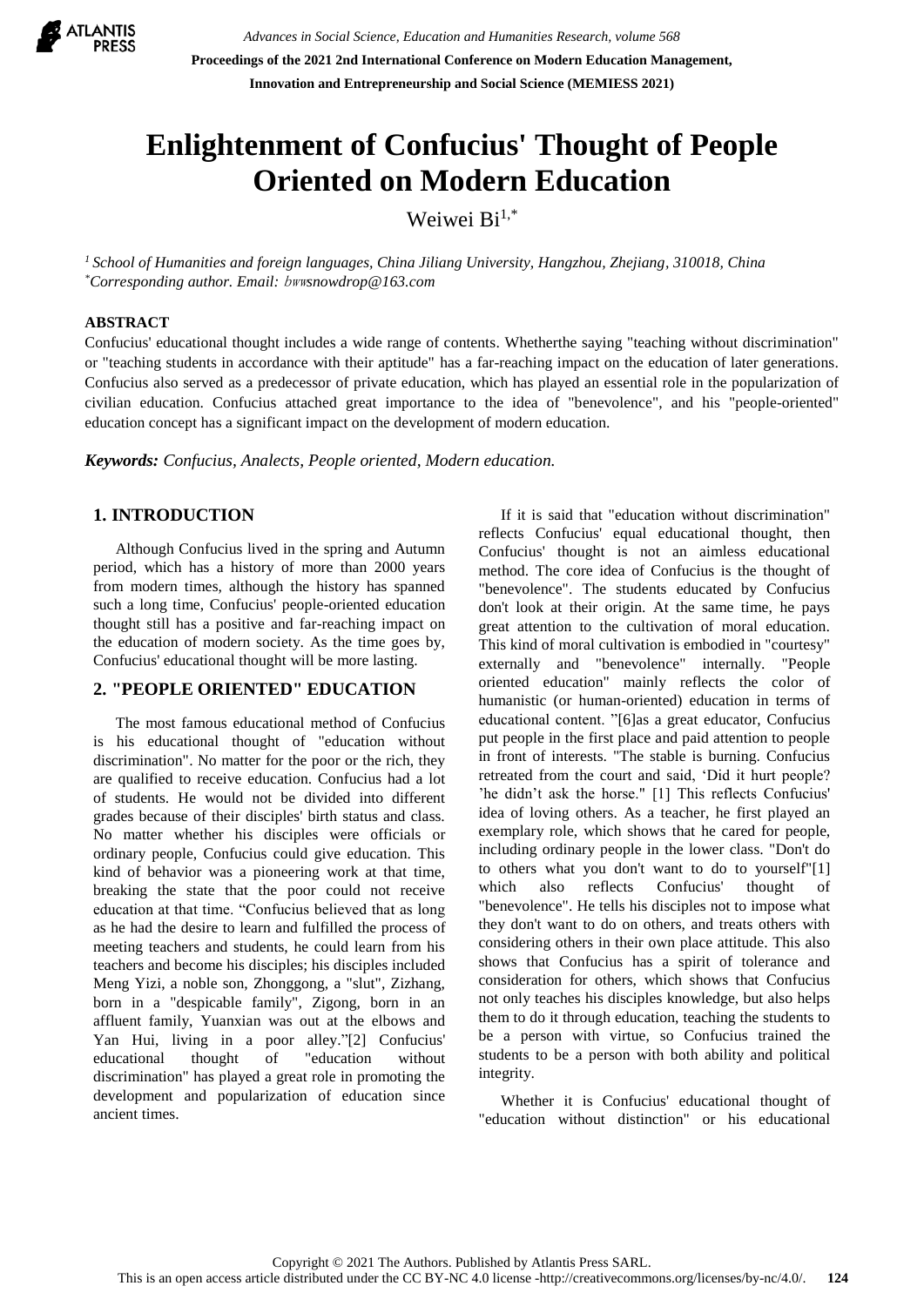# Enlightenment of Confucius' Thought of People Oriented on Modern Education

Weiwei Bi[1,*]

[1] *School of Humanities and foreign languages, China Jiliang University, Hangzhou, Zhejiang, 310018, China*
[*] *Corresponding author. Email: bwwsnowdrop@163.com*

## ABSTRACT

Confucius' educational thought includes a wide range of contents. Whetherthe saying "teaching without discrimination" or "teaching students in accordance with their aptitude" has a far-reaching impact on the education of later generations. Confucius also served as a predecessor of private education, which has played an essential role in the popularization of civilian education. Confucius attached great importance to the idea of "benevolence", and his "people-oriented" education concept has a significant impact on the development of modern education.

***Keywords:*** *Confucius, Analects, People oriented, Modern education.*

## 1. INTRODUCTION

Although Confucius lived in the spring and Autumn period, which has a history of more than 2000 years from modern times, although the history has spanned such a long time, Confucius' people-oriented education thought still has a positive and far-reaching impact on the education of modern society. As the time goes by, Confucius' educational thought will be more lasting.

## 2. "PEOPLE ORIENTED" EDUCATION

The most famous educational method of Confucius is his educational thought of "education without discrimination". No matter for the poor or the rich, they are qualified to receive education. Confucius had a lot of students. He would not be divided into different grades because of their disciples' birth status and class. No matter whether his disciples were officials or ordinary people, Confucius could give education. This kind of behavior was a pioneering work at that time, breaking the state that the poor could not receive education at that time. "Confucius believed that as long as he had the desire to learn and fulfilled the process of meeting teachers and students, he could learn from his teachers and become his disciples; his disciples included Meng Yizi, a noble son, Zhonggong, a "slut", Zizhang, born in a "despicable family", Zigong, born in an affluent family, Yuanxian was out at the elbows and Yan Hui, living in a poor alley."[2] Confucius' educational thought of "education without discrimination" has played a great role in promoting the development and popularization of education since ancient times.

If it is said that "education without discrimination" reflects Confucius' equal educational thought, then Confucius' thought is not an aimless educational method. The core idea of Confucius is the thought of "benevolence". The students educated by Confucius don't look at their origin. At the same time, he pays great attention to the cultivation of moral education. This kind of moral cultivation is embodied in "courtesy" externally and "benevolence" internally. "People oriented education" mainly reflects the color of humanistic (or human-oriented) education in terms of educational content. "[6]as a great educator, Confucius put people in the first place and paid attention to people in front of interests. "The stable is burning. Confucius retreated from the court and said, 'Did it hurt people? 'he didn't ask the horse." [1] This reflects Confucius' idea of loving others. As a teacher, he first played an exemplary role, which shows that he cared for people, including ordinary people in the lower class. "Don't do to others what you don't want to do to yourself"[1] which also reflects Confucius' thought of "benevolence". He tells his disciples not to impose what they don't want to do on others, and treats others with considering others in their own place attitude. This also shows that Confucius has a spirit of tolerance and consideration for others, which shows that Confucius not only teaches his disciples knowledge, but also helps them to do it through education, teaching the students to be a person with virtue, so Confucius trained the students to be a person with both ability and political integrity.

Whether it is Confucius' educational thought of "education without distinction" or his educational

Copyright © 2021 The Authors. Published by Atlantis Press SARL.
This is an open access article distributed under the CC BY-NC 4.0 license -http://creativecommons.org/licenses/by-nc/4.0/.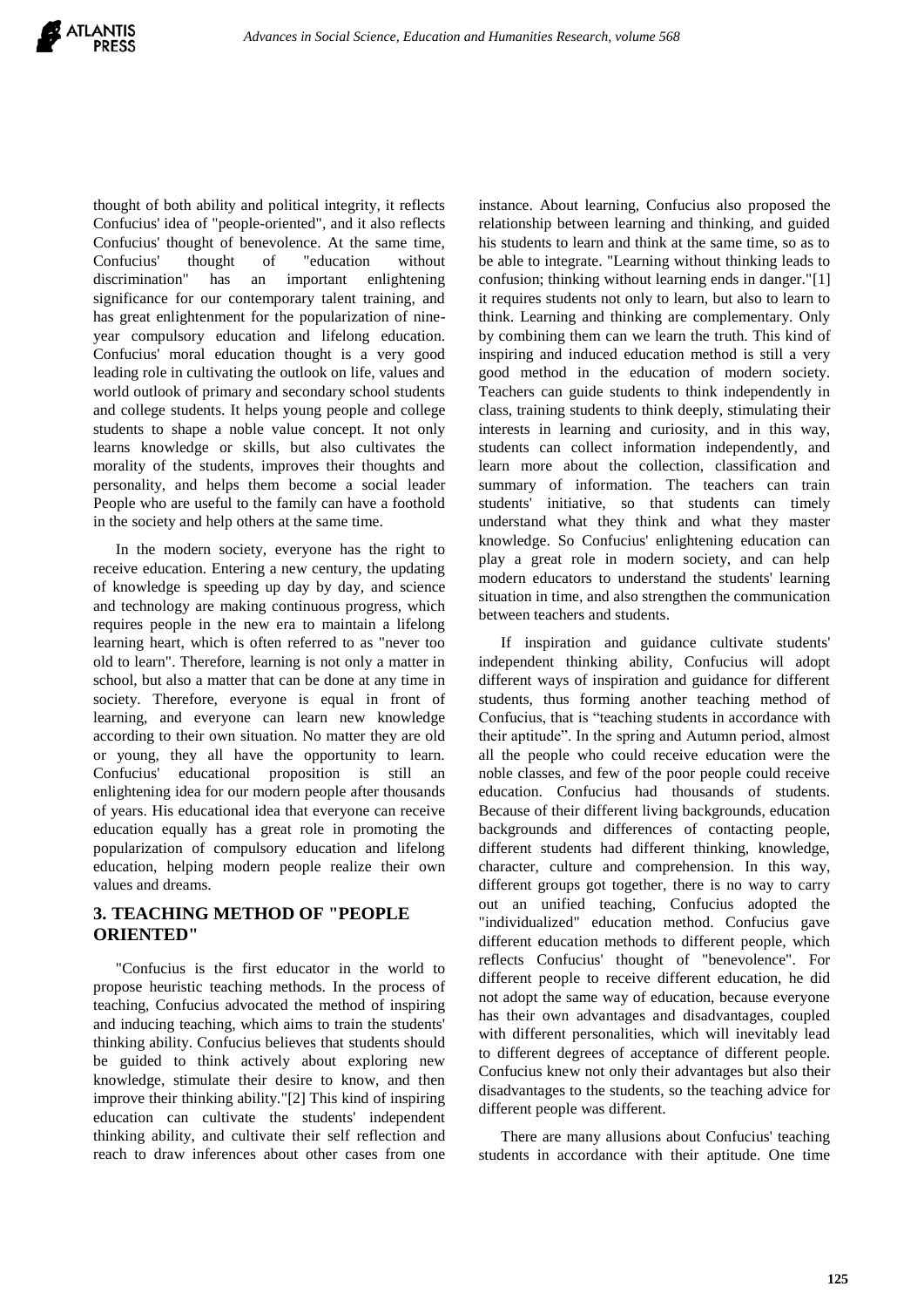thought of both ability and political integrity, it reflects Confucius' idea of "people-oriented", and it also reflects Confucius' thought of benevolence. At the same time, Confucius' thought of "education without discrimination" has an important enlightening significance for our contemporary talent training, and has great enlightenment for the popularization of nine-year compulsory education and lifelong education. Confucius' moral education thought is a very good leading role in cultivating the outlook on life, values and world outlook of primary and secondary school students and college students. It helps young people and college students to shape a noble value concept. It not only learns knowledge or skills, but also cultivates the morality of the students, improves their thoughts and personality, and helps them become a social leader People who are useful to the family can have a foothold in the society and help others at the same time.

In the modern society, everyone has the right to receive education. Entering a new century, the updating of knowledge is speeding up day by day, and science and technology are making continuous progress, which requires people in the new era to maintain a lifelong learning heart, which is often referred to as "never too old to learn". Therefore, learning is not only a matter in school, but also a matter that can be done at any time in society. Therefore, everyone is equal in front of learning, and everyone can learn new knowledge according to their own situation. No matter they are old or young, they all have the opportunity to learn. Confucius' educational proposition is still an enlightening idea for our modern people after thousands of years. His educational idea that everyone can receive education equally has a great role in promoting the popularization of compulsory education and lifelong education, helping modern people realize their own values and dreams.

## 3. TEACHING METHOD OF "PEOPLE ORIENTED"

"Confucius is the first educator in the world to propose heuristic teaching methods. In the process of teaching, Confucius advocated the method of inspiring and inducing teaching, which aims to train the students' thinking ability. Confucius believes that students should be guided to think actively about exploring new knowledge, stimulate their desire to know, and then improve their thinking ability."[2] This kind of inspiring education can cultivate the students' independent thinking ability, and cultivate their self reflection and reach to draw inferences about other cases from one instance. About learning, Confucius also proposed the relationship between learning and thinking, and guided his students to learn and think at the same time, so as to be able to integrate. "Learning without thinking leads to confusion; thinking without learning ends in danger."[1] it requires students not only to learn, but also to learn to think. Learning and thinking are complementary. Only by combining them can we learn the truth. This kind of inspiring and induced education method is still a very good method in the education of modern society. Teachers can guide students to think independently in class, training students to think deeply, stimulating their interests in learning and curiosity, and in this way, students can collect information independently, and learn more about the collection, classification and summary of information. The teachers can train students' initiative, so that students can timely understand what they think and what they master knowledge. So Confucius' enlightening education can play a great role in modern society, and can help modern educators to understand the students' learning situation in time, and also strengthen the communication between teachers and students.

If inspiration and guidance cultivate students' independent thinking ability, Confucius will adopt different ways of inspiration and guidance for different students, thus forming another teaching method of Confucius, that is "teaching students in accordance with their aptitude". In the spring and Autumn period, almost all the people who could receive education were the noble classes, and few of the poor people could receive education. Confucius had thousands of students. Because of their different living backgrounds, education backgrounds and differences of contacting people, different students had different thinking, knowledge, character, culture and comprehension. In this way, different groups got together, there is no way to carry out an unified teaching, Confucius adopted the "individualized" education method. Confucius gave different education methods to different people, which reflects Confucius' thought of "benevolence". For different people to receive different education, he did not adopt the same way of education, because everyone has their own advantages and disadvantages, coupled with different personalities, which will inevitably lead to different degrees of acceptance of different people. Confucius knew not only their advantages but also their disadvantages to the students, so the teaching advice for different people was different.

There are many allusions about Confucius' teaching students in accordance with their aptitude. One time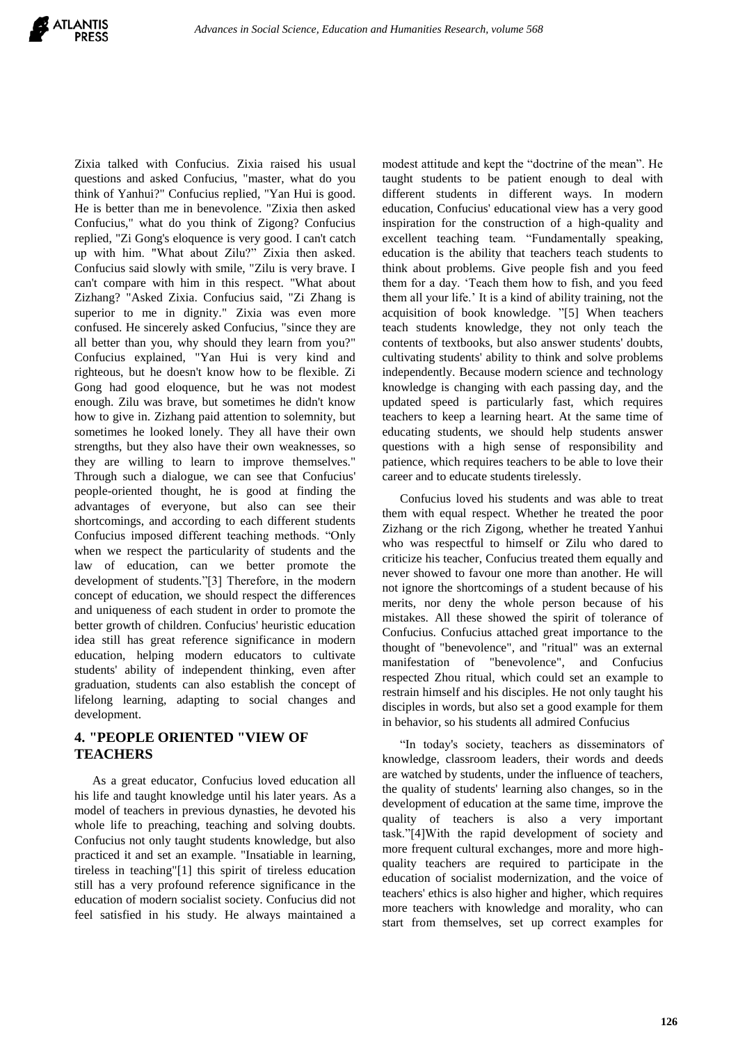Zixia talked with Confucius. Zixia raised his usual questions and asked Confucius, "master, what do you think of Yanhui?" Confucius replied, "Yan Hui is good. He is better than me in benevolence. "Zixia then asked Confucius," what do you think of Zigong? Confucius replied, "Zi Gong's eloquence is very good. I can't catch up with him. "What about Zilu?" Zixia then asked. Confucius said slowly with smile, "Zilu is very brave. I can't compare with him in this respect. "What about Zizhang? "Asked Zixia. Confucius said, "Zi Zhang is superior to me in dignity." Zixia was even more confused. He sincerely asked Confucius, "since they are all better than you, why should they learn from you?" Confucius explained, "Yan Hui is very kind and righteous, but he doesn't know how to be flexible. Zi Gong had good eloquence, but he was not modest enough. Zilu was brave, but sometimes he didn't know how to give in. Zizhang paid attention to solemnity, but sometimes he looked lonely. They all have their own strengths, but they also have their own weaknesses, so they are willing to learn to improve themselves." Through such a dialogue, we can see that Confucius' people-oriented thought, he is good at finding the advantages of everyone, but also can see their shortcomings, and according to each different students Confucius imposed different teaching methods. "Only when we respect the particularity of students and the law of education, can we better promote the development of students."[3] Therefore, in the modern concept of education, we should respect the differences and uniqueness of each student in order to promote the better growth of children. Confucius' heuristic education idea still has great reference significance in modern education, helping modern educators to cultivate students' ability of independent thinking, even after graduation, students can also establish the concept of lifelong learning, adapting to social changes and development.

## 4. "PEOPLE ORIENTED "VIEW OF TEACHERS

As a great educator, Confucius loved education all his life and taught knowledge until his later years. As a model of teachers in previous dynasties, he devoted his whole life to preaching, teaching and solving doubts. Confucius not only taught students knowledge, but also practiced it and set an example. "Insatiable in learning, tireless in teaching"[1] this spirit of tireless education still has a very profound reference significance in the education of modern socialist society. Confucius did not feel satisfied in his study. He always maintained a modest attitude and kept the "doctrine of the mean". He taught students to be patient enough to deal with different students in different ways. In modern education, Confucius' educational view has a very good inspiration for the construction of a high-quality and excellent teaching team. "Fundamentally speaking, education is the ability that teachers teach students to think about problems. Give people fish and you feed them for a day. 'Teach them how to fish, and you feed them all your life.' It is a kind of ability training, not the acquisition of book knowledge. "[5] When teachers teach students knowledge, they not only teach the contents of textbooks, but also answer students' doubts, cultivating students' ability to think and solve problems independently. Because modern science and technology knowledge is changing with each passing day, and the updated speed is particularly fast, which requires teachers to keep a learning heart. At the same time of educating students, we should help students answer questions with a high sense of responsibility and patience, which requires teachers to be able to love their career and to educate students tirelessly.

Confucius loved his students and was able to treat them with equal respect. Whether he treated the poor Zizhang or the rich Zigong, whether he treated Yanhui who was respectful to himself or Zilu who dared to criticize his teacher, Confucius treated them equally and never showed to favour one more than another. He will not ignore the shortcomings of a student because of his merits, nor deny the whole person because of his mistakes. All these showed the spirit of tolerance of Confucius. Confucius attached great importance to the thought of "benevolence", and "ritual" was an external manifestation of "benevolence", and Confucius respected Zhou ritual, which could set an example to restrain himself and his disciples. He not only taught his disciples in words, but also set a good example for them in behavior, so his students all admired Confucius

"In today's society, teachers as disseminators of knowledge, classroom leaders, their words and deeds are watched by students, under the influence of teachers, the quality of students' learning also changes, so in the development of education at the same time, improve the quality of teachers is also a very important task."[4]With the rapid development of society and more frequent cultural exchanges, more and more high-quality teachers are required to participate in the education of socialist modernization, and the voice of teachers' ethics is also higher and higher, which requires more teachers with knowledge and morality, who can start from themselves, set up correct examples for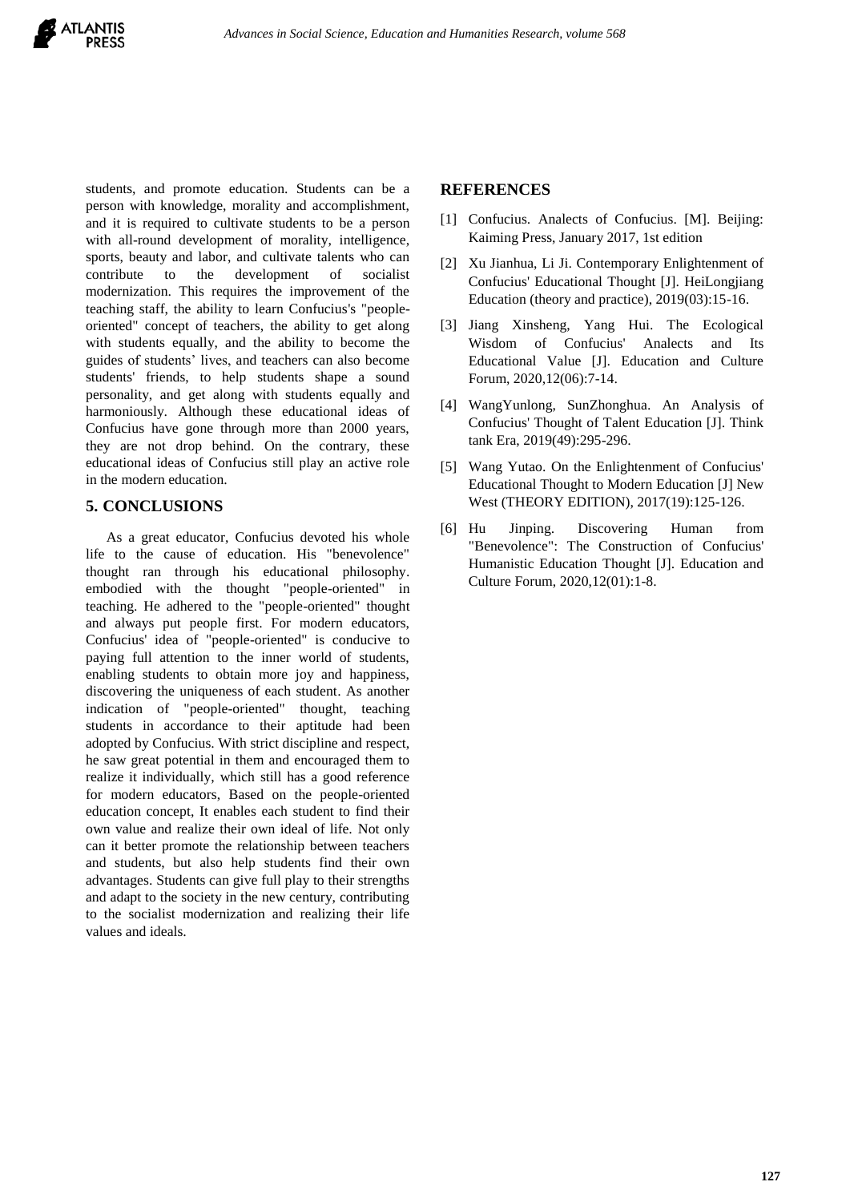students, and promote education. Students can be a person with knowledge, morality and accomplishment, and it is required to cultivate students to be a person with all-round development of morality, intelligence, sports, beauty and labor, and cultivate talents who can contribute to the development of socialist modernization. This requires the improvement of the teaching staff, the ability to learn Confucius's "people-oriented" concept of teachers, the ability to get along with students equally, and the ability to become the guides of students' lives, and teachers can also become students' friends, to help students shape a sound personality, and get along with students equally and harmoniously. Although these educational ideas of Confucius have gone through more than 2000 years, they are not drop behind. On the contrary, these educational ideas of Confucius still play an active role in the modern education.

## 5. CONCLUSIONS

As a great educator, Confucius devoted his whole life to the cause of education. His "benevolence" thought ran through his educational philosophy. embodied with the thought "people-oriented" in teaching. He adhered to the "people-oriented" thought and always put people first. For modern educators, Confucius' idea of "people-oriented" is conducive to paying full attention to the inner world of students, enabling students to obtain more joy and happiness, discovering the uniqueness of each student. As another indication of "people-oriented" thought, teaching students in accordance to their aptitude had been adopted by Confucius. With strict discipline and respect, he saw great potential in them and encouraged them to realize it individually, which still has a good reference for modern educators, Based on the people-oriented education concept, It enables each student to find their own value and realize their own ideal of life. Not only can it better promote the relationship between teachers and students, but also help students find their own advantages. Students can give full play to their strengths and adapt to the society in the new century, contributing to the socialist modernization and realizing their life values and ideals.

## REFERENCES

[1] Confucius. Analects of Confucius. [M]. Beijing: Kaiming Press, January 2017, 1st edition

[2] Xu Jianhua, Li Ji. Contemporary Enlightenment of Confucius' Educational Thought [J]. HeiLongjiang Education (theory and practice), 2019(03):15-16.

[3] Jiang Xinsheng, Yang Hui. The Ecological Wisdom of Confucius' Analects and Its Educational Value [J]. Education and Culture Forum, 2020,12(06):7-14.

[4] WangYunlong, SunZhonghua. An Analysis of Confucius' Thought of Talent Education [J]. Think tank Era, 2019(49):295-296.

[5] Wang Yutao. On the Enlightenment of Confucius' Educational Thought to Modern Education [J] New West (THEORY EDITION), 2017(19):125-126.

[6] Hu Jinping. Discovering Human from "Benevolence": The Construction of Confucius' Humanistic Education Thought [J]. Education and Culture Forum, 2020,12(01):1-8.